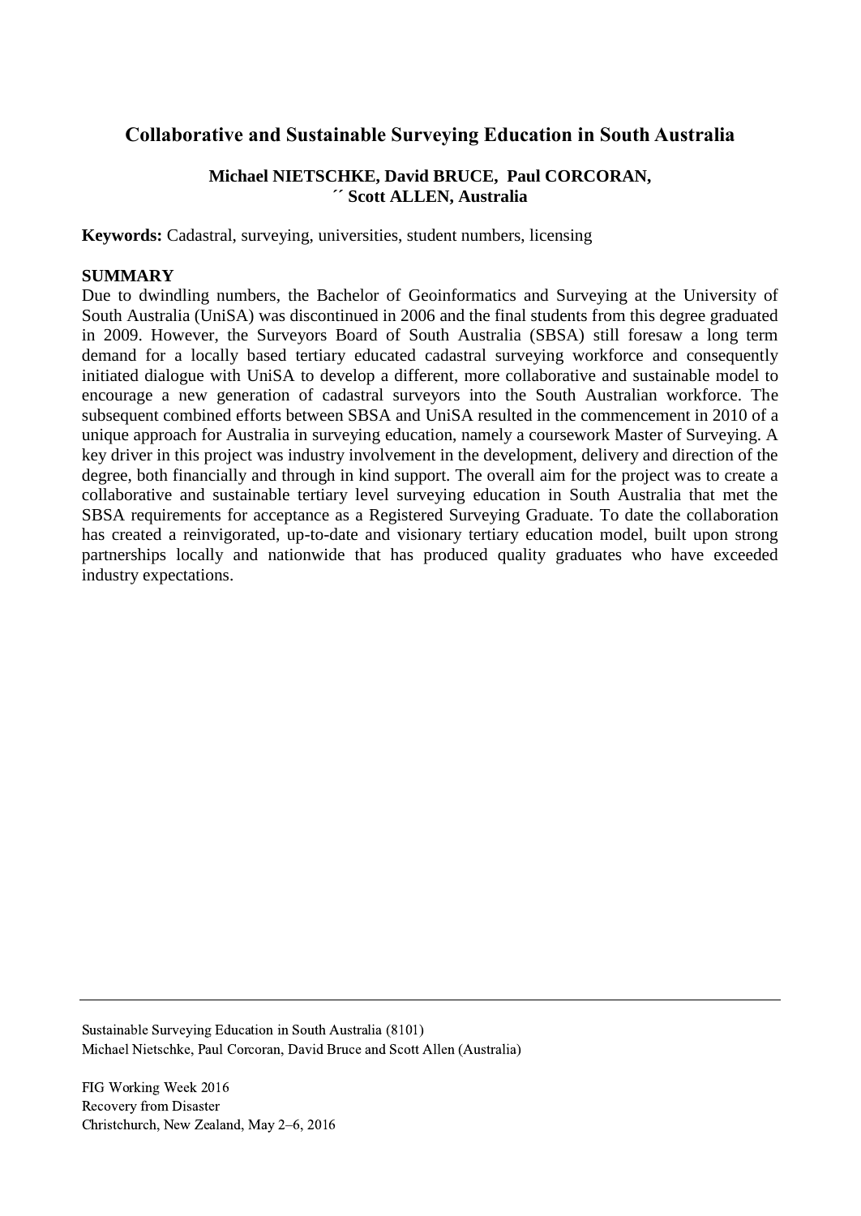# Collaborative and Sustainable Surveying Education in South Australia

**Michael NIETSCHKE, David BRUCE, Paul CORCORAN,**
**´´ Scott ALLEN, Australia**

**Keywords:** Cadastral, surveying, universities, student numbers, licensing

## SUMMARY

Due to dwindling numbers, the Bachelor of Geoinformatics and Surveying at the University of South Australia (UniSA) was discontinued in 2006 and the final students from this degree graduated in 2009. However, the Surveyors Board of South Australia (SBSA) still foresaw a long term demand for a locally based tertiary educated cadastral surveying workforce and consequently initiated dialogue with UniSA to develop a different, more collaborative and sustainable model to encourage a new generation of cadastral surveyors into the South Australian workforce. The subsequent combined efforts between SBSA and UniSA resulted in the commencement in 2010 of a unique approach for Australia in surveying education, namely a coursework Master of Surveying. A key driver in this project was industry involvement in the development, delivery and direction of the degree, both financially and through in kind support. The overall aim for the project was to create a collaborative and sustainable tertiary level surveying education in South Australia that met the SBSA requirements for acceptance as a Registered Surveying Graduate. To date the collaboration has created a reinvigorated, up-to-date and visionary tertiary education model, built upon strong partnerships locally and nationwide that has produced quality graduates who have exceeded industry expectations.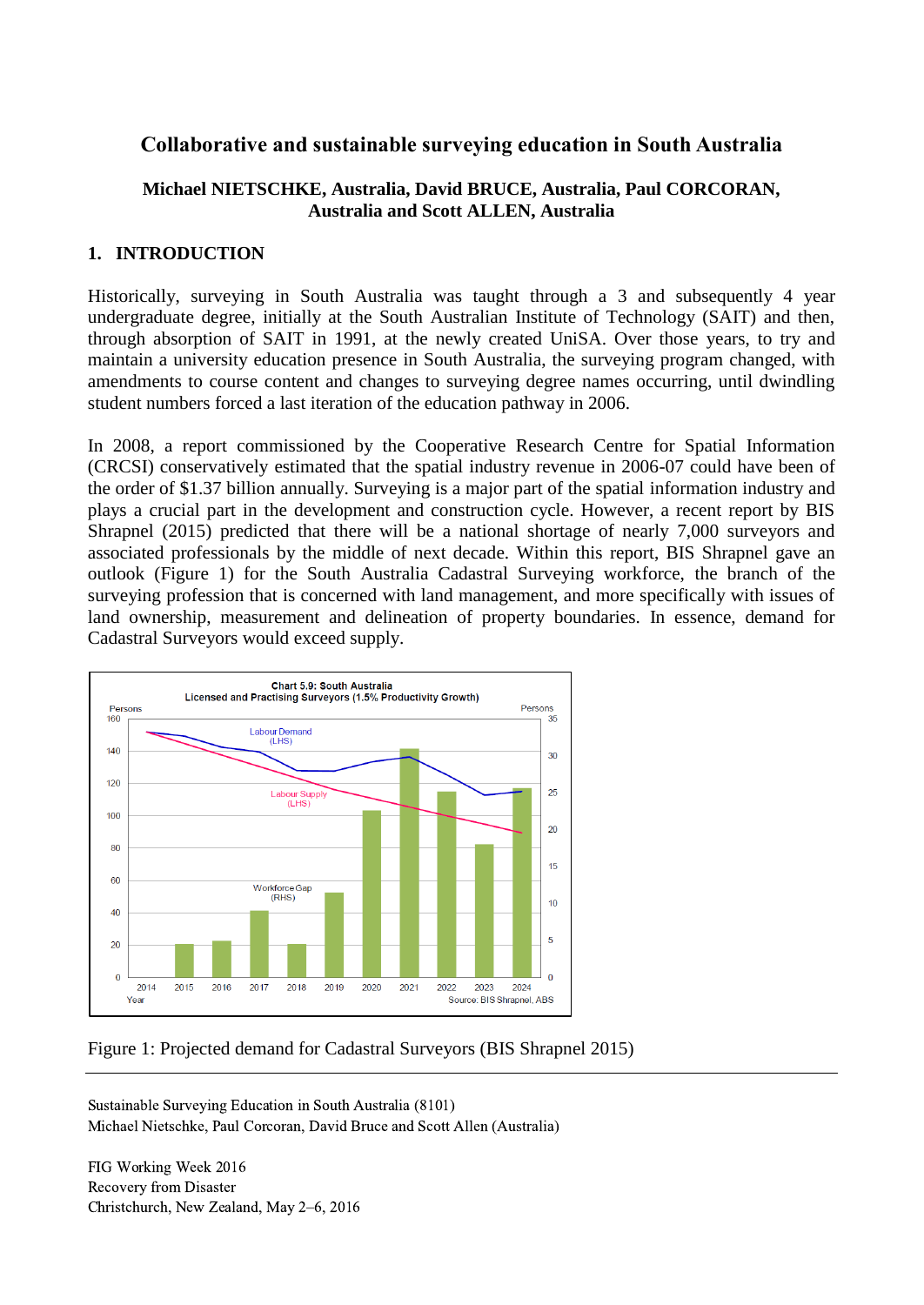# Collaborative and sustainable surveying education in South Australia

**Michael NIETSCHKE, Australia, David BRUCE, Australia, Paul CORCORAN, Australia and Scott ALLEN, Australia**

## 1. INTRODUCTION

Historically, surveying in South Australia was taught through a 3 and subsequently 4 year undergraduate degree, initially at the South Australian Institute of Technology (SAIT) and then, through absorption of SAIT in 1991, at the newly created UniSA. Over those years, to try and maintain a university education presence in South Australia, the surveying program changed, with amendments to course content and changes to surveying degree names occurring, until dwindling student numbers forced a last iteration of the education pathway in 2006.

In 2008, a report commissioned by the Cooperative Research Centre for Spatial Information (CRCSI) conservatively estimated that the spatial industry revenue in 2006-07 could have been of the order of $1.37 billion annually. Surveying is a major part of the spatial information industry and plays a crucial part in the development and construction cycle. However, a recent report by BIS Shrapnel (2015) predicted that there will be a national shortage of nearly 7,000 surveyors and associated professionals by the middle of next decade. Within this report, BIS Shrapnel gave an outlook (Figure 1) for the South Australia Cadastral Surveying workforce, the branch of the surveying profession that is concerned with land management, and more specifically with issues of land ownership, measurement and delineation of property boundaries. In essence, demand for Cadastral Surveyors would exceed supply.

Figure 1: Projected demand for Cadastral Surveyors (BIS Shrapnel 2015)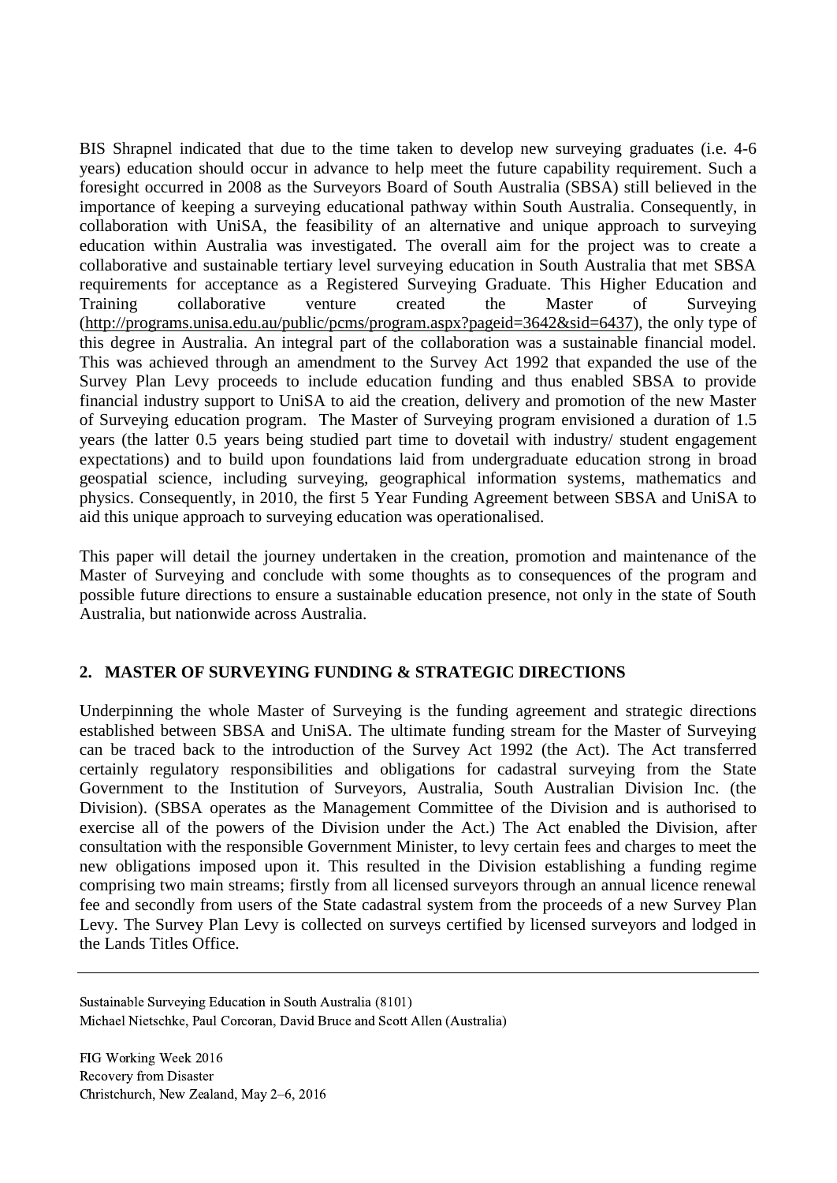BIS Shrapnel indicated that due to the time taken to develop new surveying graduates (i.e. 4-6 years) education should occur in advance to help meet the future capability requirement. Such a foresight occurred in 2008 as the Surveyors Board of South Australia (SBSA) still believed in the importance of keeping a surveying educational pathway within South Australia. Consequently, in collaboration with UniSA, the feasibility of an alternative and unique approach to surveying education within Australia was investigated. The overall aim for the project was to create a collaborative and sustainable tertiary level surveying education in South Australia that met SBSA requirements for acceptance as a Registered Surveying Graduate. This Higher Education and Training collaborative venture created the Master of Surveying (http://programs.unisa.edu.au/public/pcms/program.aspx?pageid=3642&sid=6437), the only type of this degree in Australia. An integral part of the collaboration was a sustainable financial model. This was achieved through an amendment to the Survey Act 1992 that expanded the use of the Survey Plan Levy proceeds to include education funding and thus enabled SBSA to provide financial industry support to UniSA to aid the creation, delivery and promotion of the new Master of Surveying education program. The Master of Surveying program envisioned a duration of 1.5 years (the latter 0.5 years being studied part time to dovetail with industry/ student engagement expectations) and to build upon foundations laid from undergraduate education strong in broad geospatial science, including surveying, geographical information systems, mathematics and physics. Consequently, in 2010, the first 5 Year Funding Agreement between SBSA and UniSA to aid this unique approach to surveying education was operationalised.

This paper will detail the journey undertaken in the creation, promotion and maintenance of the Master of Surveying and conclude with some thoughts as to consequences of the program and possible future directions to ensure a sustainable education presence, not only in the state of South Australia, but nationwide across Australia.

## 2. MASTER OF SURVEYING FUNDING & STRATEGIC DIRECTIONS

Underpinning the whole Master of Surveying is the funding agreement and strategic directions established between SBSA and UniSA. The ultimate funding stream for the Master of Surveying can be traced back to the introduction of the Survey Act 1992 (the Act). The Act transferred certainly regulatory responsibilities and obligations for cadastral surveying from the State Government to the Institution of Surveyors, Australia, South Australian Division Inc. (the Division). (SBSA operates as the Management Committee of the Division and is authorised to exercise all of the powers of the Division under the Act.) The Act enabled the Division, after consultation with the responsible Government Minister, to levy certain fees and charges to meet the new obligations imposed upon it. This resulted in the Division establishing a funding regime comprising two main streams; firstly from all licensed surveyors through an annual licence renewal fee and secondly from users of the State cadastral system from the proceeds of a new Survey Plan Levy. The Survey Plan Levy is collected on surveys certified by licensed surveyors and lodged in the Lands Titles Office.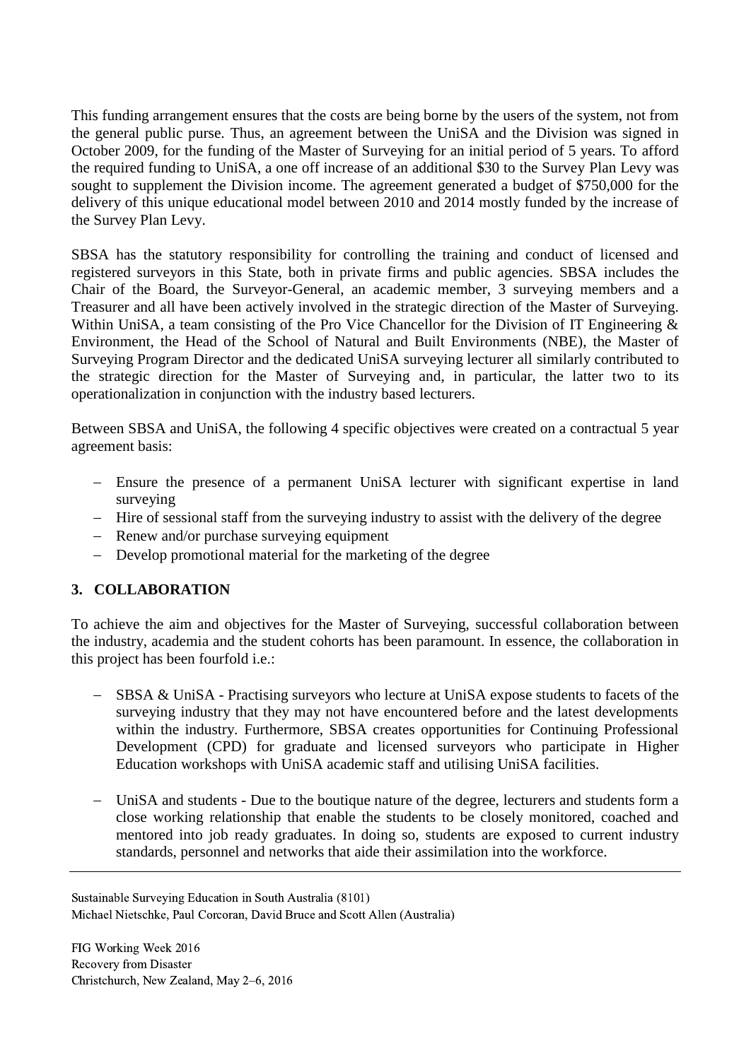This funding arrangement ensures that the costs are being borne by the users of the system, not from the general public purse. Thus, an agreement between the UniSA and the Division was signed in October 2009, for the funding of the Master of Surveying for an initial period of 5 years. To afford the required funding to UniSA, a one off increase of an additional $30 to the Survey Plan Levy was sought to supplement the Division income. The agreement generated a budget of $750,000 for the delivery of this unique educational model between 2010 and 2014 mostly funded by the increase of the Survey Plan Levy.

SBSA has the statutory responsibility for controlling the training and conduct of licensed and registered surveyors in this State, both in private firms and public agencies. SBSA includes the Chair of the Board, the Surveyor-General, an academic member, 3 surveying members and a Treasurer and all have been actively involved in the strategic direction of the Master of Surveying. Within UniSA, a team consisting of the Pro Vice Chancellor for the Division of IT Engineering & Environment, the Head of the School of Natural and Built Environments (NBE), the Master of Surveying Program Director and the dedicated UniSA surveying lecturer all similarly contributed to the strategic direction for the Master of Surveying and, in particular, the latter two to its operationalization in conjunction with the industry based lecturers.

Between SBSA and UniSA, the following 4 specific objectives were created on a contractual 5 year agreement basis:

- Ensure the presence of a permanent UniSA lecturer with significant expertise in land surveying
- Hire of sessional staff from the surveying industry to assist with the delivery of the degree
- Renew and/or purchase surveying equipment
- Develop promotional material for the marketing of the degree

## 3. COLLABORATION

To achieve the aim and objectives for the Master of Surveying, successful collaboration between the industry, academia and the student cohorts has been paramount. In essence, the collaboration in this project has been fourfold i.e.:

- SBSA & UniSA - Practising surveyors who lecture at UniSA expose students to facets of the surveying industry that they may not have encountered before and the latest developments within the industry. Furthermore, SBSA creates opportunities for Continuing Professional Development (CPD) for graduate and licensed surveyors who participate in Higher Education workshops with UniSA academic staff and utilising UniSA facilities.

- UniSA and students - Due to the boutique nature of the degree, lecturers and students form a close working relationship that enable the students to be closely monitored, coached and mentored into job ready graduates. In doing so, students are exposed to current industry standards, personnel and networks that aide their assimilation into the workforce.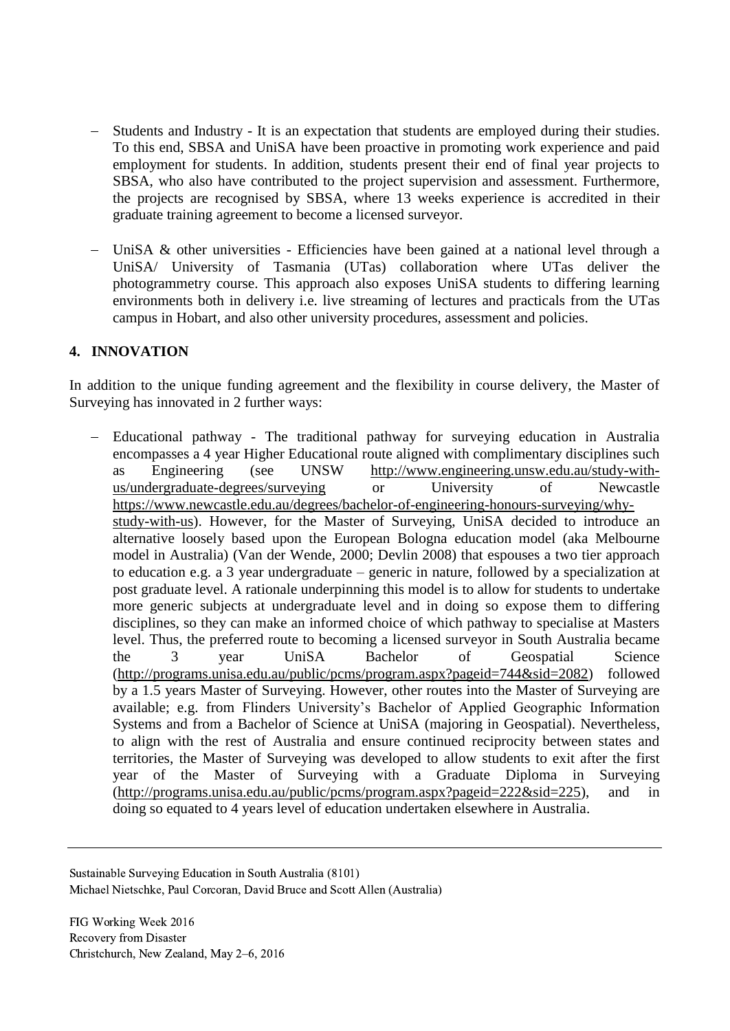- Students and Industry - It is an expectation that students are employed during their studies. To this end, SBSA and UniSA have been proactive in promoting work experience and paid employment for students. In addition, students present their end of final year projects to SBSA, who also have contributed to the project supervision and assessment. Furthermore, the projects are recognised by SBSA, where 13 weeks experience is accredited in their graduate training agreement to become a licensed surveyor.

- UniSA & other universities - Efficiencies have been gained at a national level through a UniSA/ University of Tasmania (UTas) collaboration where UTas deliver the photogrammetry course. This approach also exposes UniSA students to differing learning environments both in delivery i.e. live streaming of lectures and practicals from the UTas campus in Hobart, and also other university procedures, assessment and policies.

## 4. INNOVATION

In addition to the unique funding agreement and the flexibility in course delivery, the Master of Surveying has innovated in 2 further ways:

- Educational pathway - The traditional pathway for surveying education in Australia encompasses a 4 year Higher Educational route aligned with complimentary disciplines such as Engineering (see UNSW http://www.engineering.unsw.edu.au/study-with-us/undergraduate-degrees/surveying or University of Newcastle https://www.newcastle.edu.au/degrees/bachelor-of-engineering-honours-surveying/why-study-with-us). However, for the Master of Surveying, UniSA decided to introduce an alternative loosely based upon the European Bologna education model (aka Melbourne model in Australia) (Van der Wende, 2000; Devlin 2008) that espouses a two tier approach to education e.g. a 3 year undergraduate – generic in nature, followed by a specialization at post graduate level. A rationale underpinning this model is to allow for students to undertake more generic subjects at undergraduate level and in doing so expose them to differing disciplines, so they can make an informed choice of which pathway to specialise at Masters level. Thus, the preferred route to becoming a licensed surveyor in South Australia became the 3 year UniSA Bachelor of Geospatial Science (http://programs.unisa.edu.au/public/pcms/program.aspx?pageid=744&sid=2082) followed by a 1.5 years Master of Surveying. However, other routes into the Master of Surveying are available; e.g. from Flinders University's Bachelor of Applied Geographic Information Systems and from a Bachelor of Science at UniSA (majoring in Geospatial). Nevertheless, to align with the rest of Australia and ensure continued reciprocity between states and territories, the Master of Surveying was developed to allow students to exit after the first year of the Master of Surveying with a Graduate Diploma in Surveying (http://programs.unisa.edu.au/public/pcms/program.aspx?pageid=222&sid=225), and in doing so equated to 4 years level of education undertaken elsewhere in Australia.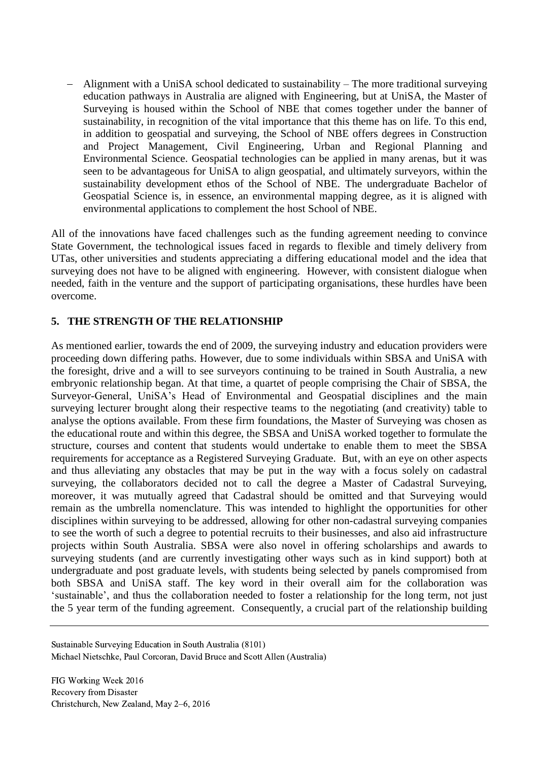- Alignment with a UniSA school dedicated to sustainability – The more traditional surveying education pathways in Australia are aligned with Engineering, but at UniSA, the Master of Surveying is housed within the School of NBE that comes together under the banner of sustainability, in recognition of the vital importance that this theme has on life. To this end, in addition to geospatial and surveying, the School of NBE offers degrees in Construction and Project Management, Civil Engineering, Urban and Regional Planning and Environmental Science. Geospatial technologies can be applied in many arenas, but it was seen to be advantageous for UniSA to align geospatial, and ultimately surveyors, within the sustainability development ethos of the School of NBE. The undergraduate Bachelor of Geospatial Science is, in essence, an environmental mapping degree, as it is aligned with environmental applications to complement the host School of NBE.

All of the innovations have faced challenges such as the funding agreement needing to convince State Government, the technological issues faced in regards to flexible and timely delivery from UTas, other universities and students appreciating a differing educational model and the idea that surveying does not have to be aligned with engineering. However, with consistent dialogue when needed, faith in the venture and the support of participating organisations, these hurdles have been overcome.

## 5. THE STRENGTH OF THE RELATIONSHIP

As mentioned earlier, towards the end of 2009, the surveying industry and education providers were proceeding down differing paths. However, due to some individuals within SBSA and UniSA with the foresight, drive and a will to see surveyors continuing to be trained in South Australia, a new embryonic relationship began. At that time, a quartet of people comprising the Chair of SBSA, the Surveyor-General, UniSA's Head of Environmental and Geospatial disciplines and the main surveying lecturer brought along their respective teams to the negotiating (and creativity) table to analyse the options available. From these firm foundations, the Master of Surveying was chosen as the educational route and within this degree, the SBSA and UniSA worked together to formulate the structure, courses and content that students would undertake to enable them to meet the SBSA requirements for acceptance as a Registered Surveying Graduate. But, with an eye on other aspects and thus alleviating any obstacles that may be put in the way with a focus solely on cadastral surveying, the collaborators decided not to call the degree a Master of Cadastral Surveying, moreover, it was mutually agreed that Cadastral should be omitted and that Surveying would remain as the umbrella nomenclature. This was intended to highlight the opportunities for other disciplines within surveying to be addressed, allowing for other non-cadastral surveying companies to see the worth of such a degree to potential recruits to their businesses, and also aid infrastructure projects within South Australia. SBSA were also novel in offering scholarships and awards to surveying students (and are currently investigating other ways such as in kind support) both at undergraduate and post graduate levels, with students being selected by panels compromised from both SBSA and UniSA staff. The key word in their overall aim for the collaboration was 'sustainable', and thus the collaboration needed to foster a relationship for the long term, not just the 5 year term of the funding agreement. Consequently, a crucial part of the relationship building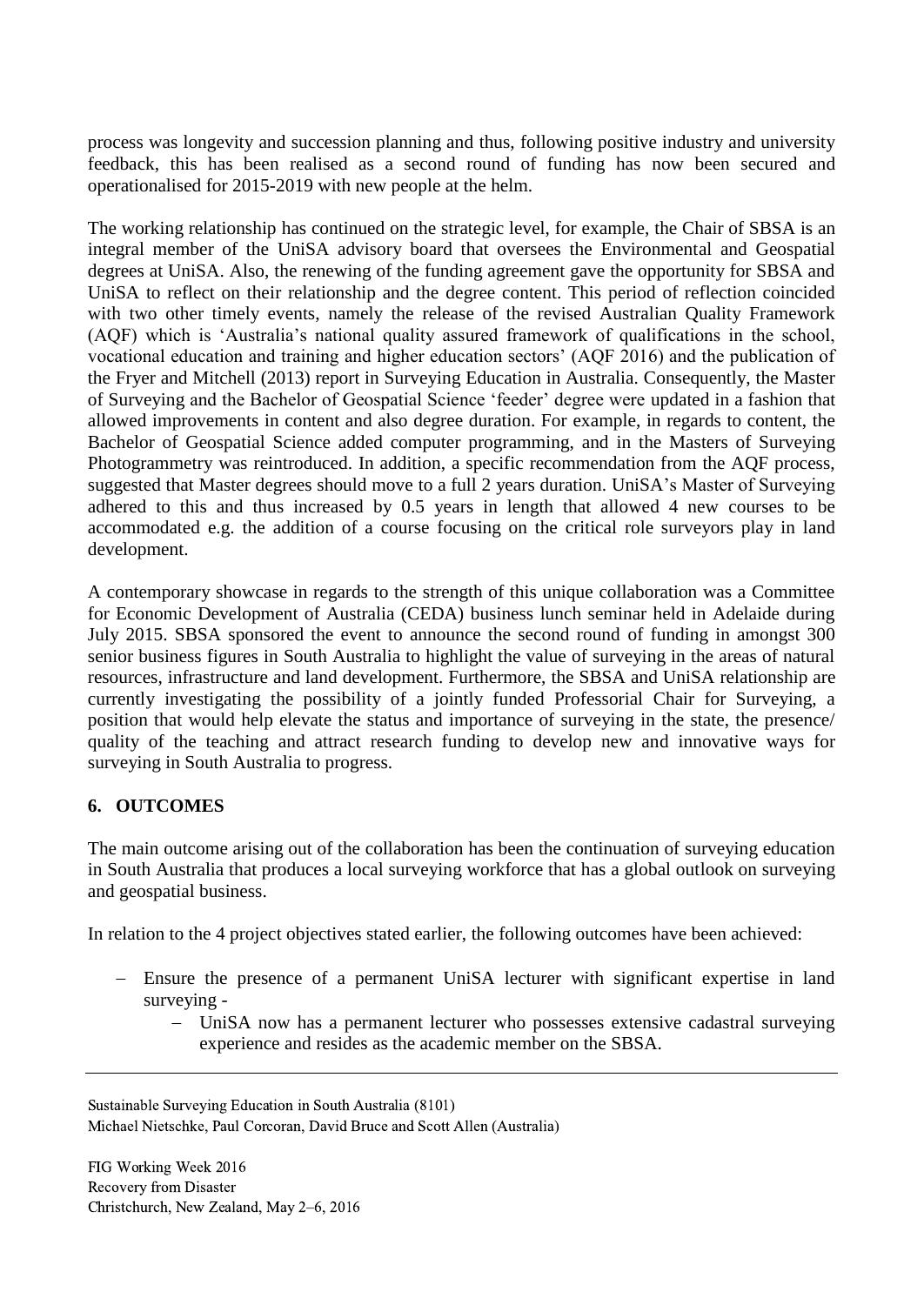process was longevity and succession planning and thus, following positive industry and university feedback, this has been realised as a second round of funding has now been secured and operationalised for 2015-2019 with new people at the helm.

The working relationship has continued on the strategic level, for example, the Chair of SBSA is an integral member of the UniSA advisory board that oversees the Environmental and Geospatial degrees at UniSA. Also, the renewing of the funding agreement gave the opportunity for SBSA and UniSA to reflect on their relationship and the degree content. This period of reflection coincided with two other timely events, namely the release of the revised Australian Quality Framework (AQF) which is 'Australia's national quality assured framework of qualifications in the school, vocational education and training and higher education sectors' (AQF 2016) and the publication of the Fryer and Mitchell (2013) report in Surveying Education in Australia. Consequently, the Master of Surveying and the Bachelor of Geospatial Science 'feeder' degree were updated in a fashion that allowed improvements in content and also degree duration. For example, in regards to content, the Bachelor of Geospatial Science added computer programming, and in the Masters of Surveying Photogrammetry was reintroduced. In addition, a specific recommendation from the AQF process, suggested that Master degrees should move to a full 2 years duration. UniSA's Master of Surveying adhered to this and thus increased by 0.5 years in length that allowed 4 new courses to be accommodated e.g. the addition of a course focusing on the critical role surveyors play in land development.

A contemporary showcase in regards to the strength of this unique collaboration was a Committee for Economic Development of Australia (CEDA) business lunch seminar held in Adelaide during July 2015. SBSA sponsored the event to announce the second round of funding in amongst 300 senior business figures in South Australia to highlight the value of surveying in the areas of natural resources, infrastructure and land development. Furthermore, the SBSA and UniSA relationship are currently investigating the possibility of a jointly funded Professorial Chair for Surveying, a position that would help elevate the status and importance of surveying in the state, the presence/ quality of the teaching and attract research funding to develop new and innovative ways for surveying in South Australia to progress.

## 6. OUTCOMES

The main outcome arising out of the collaboration has been the continuation of surveying education in South Australia that produces a local surveying workforce that has a global outlook on surveying and geospatial business.

In relation to the 4 project objectives stated earlier, the following outcomes have been achieved:

- Ensure the presence of a permanent UniSA lecturer with significant expertise in land surveying -
  - UniSA now has a permanent lecturer who possesses extensive cadastral surveying experience and resides as the academic member on the SBSA.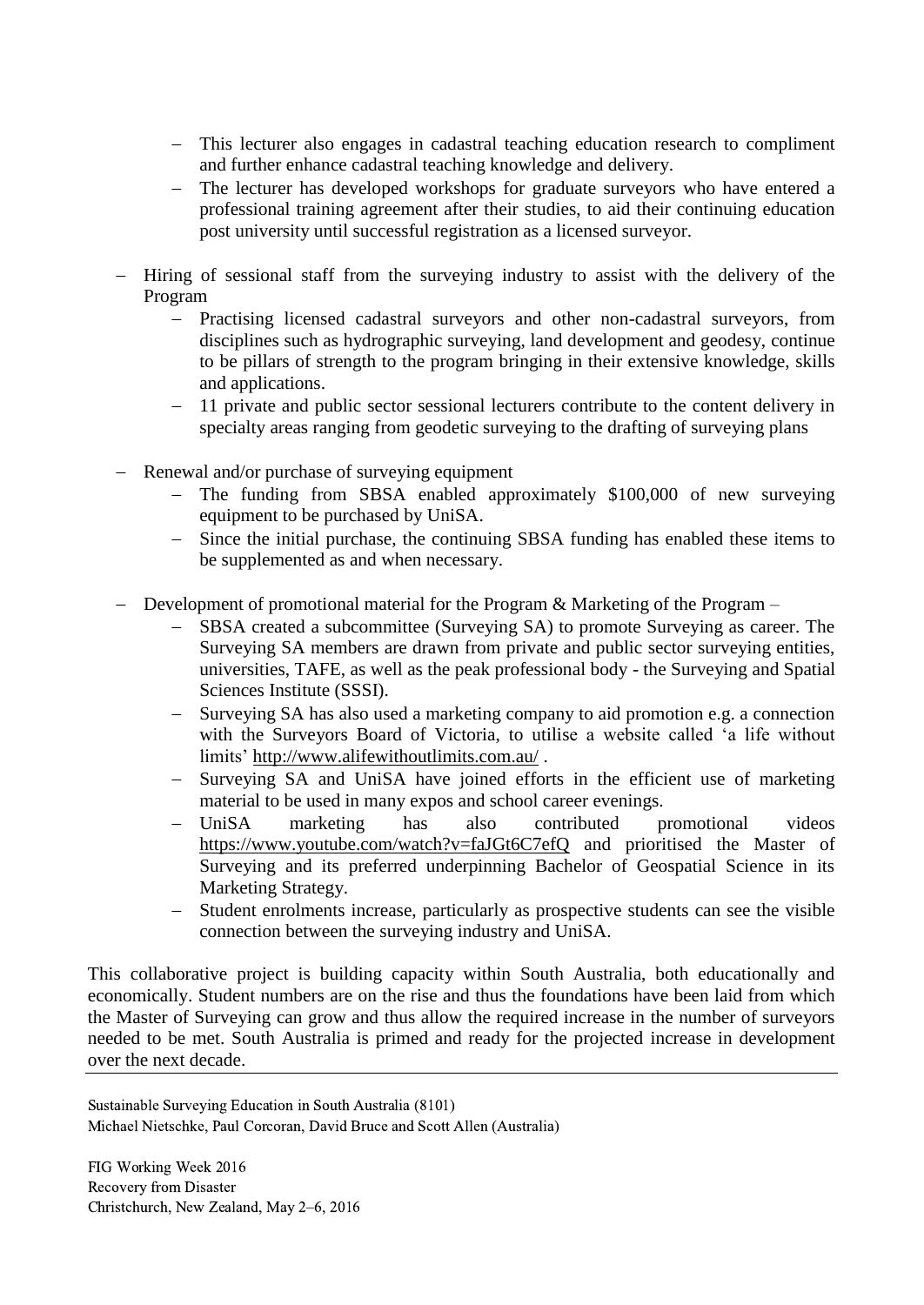- This lecturer also engages in cadastral teaching education research to compliment and further enhance cadastral teaching knowledge and delivery.
- The lecturer has developed workshops for graduate surveyors who have entered a professional training agreement after their studies, to aid their continuing education post university until successful registration as a licensed surveyor.

- Hiring of sessional staff from the surveying industry to assist with the delivery of the Program
  - Practising licensed cadastral surveyors and other non-cadastral surveyors, from disciplines such as hydrographic surveying, land development and geodesy, continue to be pillars of strength to the program bringing in their extensive knowledge, skills and applications.
  - 11 private and public sector sessional lecturers contribute to the content delivery in specialty areas ranging from geodetic surveying to the drafting of surveying plans

- Renewal and/or purchase of surveying equipment
  - The funding from SBSA enabled approximately $100,000 of new surveying equipment to be purchased by UniSA.
  - Since the initial purchase, the continuing SBSA funding has enabled these items to be supplemented as and when necessary.

- Development of promotional material for the Program & Marketing of the Program –
  - SBSA created a subcommittee (Surveying SA) to promote Surveying as career. The Surveying SA members are drawn from private and public sector surveying entities, universities, TAFE, as well as the peak professional body - the Surveying and Spatial Sciences Institute (SSSI).
  - Surveying SA has also used a marketing company to aid promotion e.g. a connection with the Surveyors Board of Victoria, to utilise a website called 'a life without limits' http://www.alifewithoutlimits.com.au/ .
  - Surveying SA and UniSA have joined efforts in the efficient use of marketing material to be used in many expos and school career evenings.
  - UniSA marketing has also contributed promotional videos https://www.youtube.com/watch?v=faJGt6C7efQ and prioritised the Master of Surveying and its preferred underpinning Bachelor of Geospatial Science in its Marketing Strategy.
  - Student enrolments increase, particularly as prospective students can see the visible connection between the surveying industry and UniSA.

This collaborative project is building capacity within South Australia, both educationally and economically. Student numbers are on the rise and thus the foundations have been laid from which the Master of Surveying can grow and thus allow the required increase in the number of surveyors needed to be met. South Australia is primed and ready for the projected increase in development over the next decade.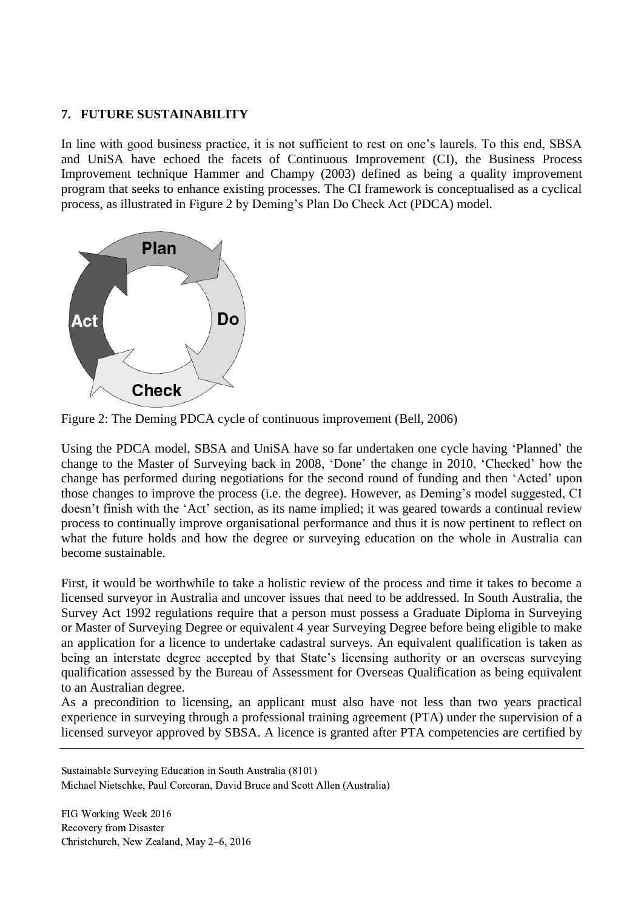## 7. FUTURE SUSTAINABILITY

In line with good business practice, it is not sufficient to rest on one's laurels. To this end, SBSA and UniSA have echoed the facets of Continuous Improvement (CI), the Business Process Improvement technique Hammer and Champy (2003) defined as being a quality improvement program that seeks to enhance existing processes. The CI framework is conceptualised as a cyclical process, as illustrated in Figure 2 by Deming's Plan Do Check Act (PDCA) model.

Figure 2: The Deming PDCA cycle of continuous improvement (Bell, 2006)

Using the PDCA model, SBSA and UniSA have so far undertaken one cycle having 'Planned' the change to the Master of Surveying back in 2008, 'Done' the change in 2010, 'Checked' how the change has performed during negotiations for the second round of funding and then 'Acted' upon those changes to improve the process (i.e. the degree). However, as Deming's model suggested, CI doesn't finish with the 'Act' section, as its name implied; it was geared towards a continual review process to continually improve organisational performance and thus it is now pertinent to reflect on what the future holds and how the degree or surveying education on the whole in Australia can become sustainable.

First, it would be worthwhile to take a holistic review of the process and time it takes to become a licensed surveyor in Australia and uncover issues that need to be addressed. In South Australia, the Survey Act 1992 regulations require that a person must possess a Graduate Diploma in Surveying or Master of Surveying Degree or equivalent 4 year Surveying Degree before being eligible to make an application for a licence to undertake cadastral surveys. An equivalent qualification is taken as being an interstate degree accepted by that State's licensing authority or an overseas surveying qualification assessed by the Bureau of Assessment for Overseas Qualification as being equivalent to an Australian degree.

As a precondition to licensing, an applicant must also have not less than two years practical experience in surveying through a professional training agreement (PTA) under the supervision of a licensed surveyor approved by SBSA. A licence is granted after PTA competencies are certified by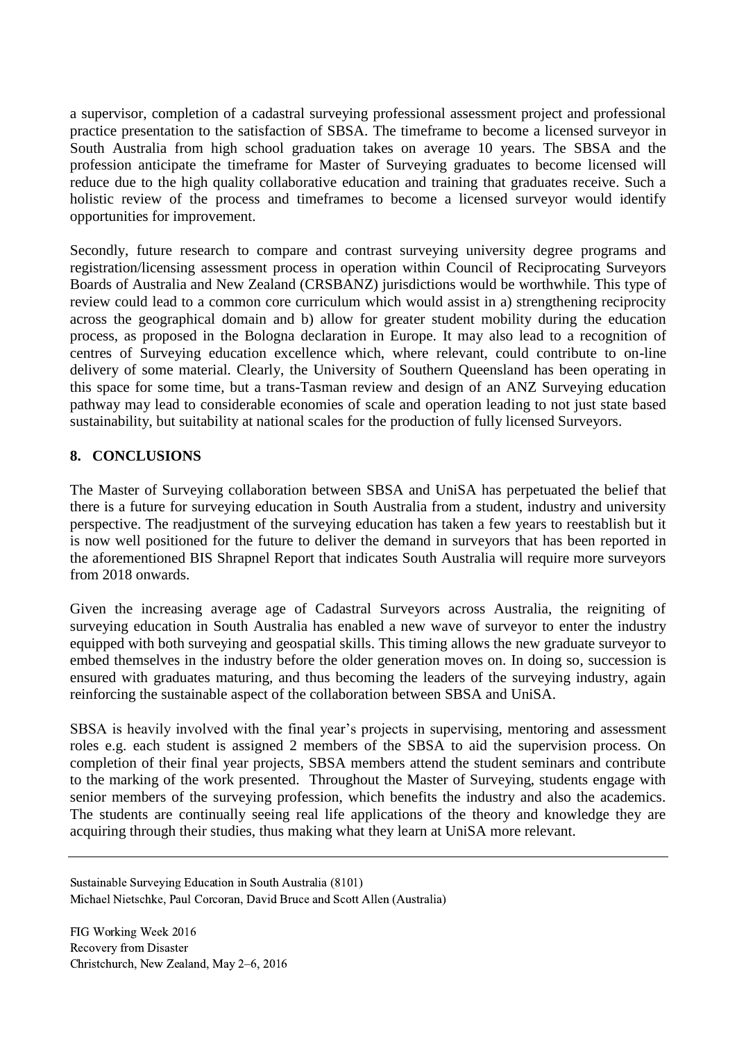a supervisor, completion of a cadastral surveying professional assessment project and professional practice presentation to the satisfaction of SBSA. The timeframe to become a licensed surveyor in South Australia from high school graduation takes on average 10 years. The SBSA and the profession anticipate the timeframe for Master of Surveying graduates to become licensed will reduce due to the high quality collaborative education and training that graduates receive. Such a holistic review of the process and timeframes to become a licensed surveyor would identify opportunities for improvement.

Secondly, future research to compare and contrast surveying university degree programs and registration/licensing assessment process in operation within Council of Reciprocating Surveyors Boards of Australia and New Zealand (CRSBANZ) jurisdictions would be worthwhile. This type of review could lead to a common core curriculum which would assist in a) strengthening reciprocity across the geographical domain and b) allow for greater student mobility during the education process, as proposed in the Bologna declaration in Europe. It may also lead to a recognition of centres of Surveying education excellence which, where relevant, could contribute to on-line delivery of some material. Clearly, the University of Southern Queensland has been operating in this space for some time, but a trans-Tasman review and design of an ANZ Surveying education pathway may lead to considerable economies of scale and operation leading to not just state based sustainability, but suitability at national scales for the production of fully licensed Surveyors.

## 8. CONCLUSIONS

The Master of Surveying collaboration between SBSA and UniSA has perpetuated the belief that there is a future for surveying education in South Australia from a student, industry and university perspective. The readjustment of the surveying education has taken a few years to reestablish but it is now well positioned for the future to deliver the demand in surveyors that has been reported in the aforementioned BIS Shrapnel Report that indicates South Australia will require more surveyors from 2018 onwards.

Given the increasing average age of Cadastral Surveyors across Australia, the reigniting of surveying education in South Australia has enabled a new wave of surveyor to enter the industry equipped with both surveying and geospatial skills. This timing allows the new graduate surveyor to embed themselves in the industry before the older generation moves on. In doing so, succession is ensured with graduates maturing, and thus becoming the leaders of the surveying industry, again reinforcing the sustainable aspect of the collaboration between SBSA and UniSA.

SBSA is heavily involved with the final year's projects in supervising, mentoring and assessment roles e.g. each student is assigned 2 members of the SBSA to aid the supervision process. On completion of their final year projects, SBSA members attend the student seminars and contribute to the marking of the work presented. Throughout the Master of Surveying, students engage with senior members of the surveying profession, which benefits the industry and also the academics. The students are continually seeing real life applications of the theory and knowledge they are acquiring through their studies, thus making what they learn at UniSA more relevant.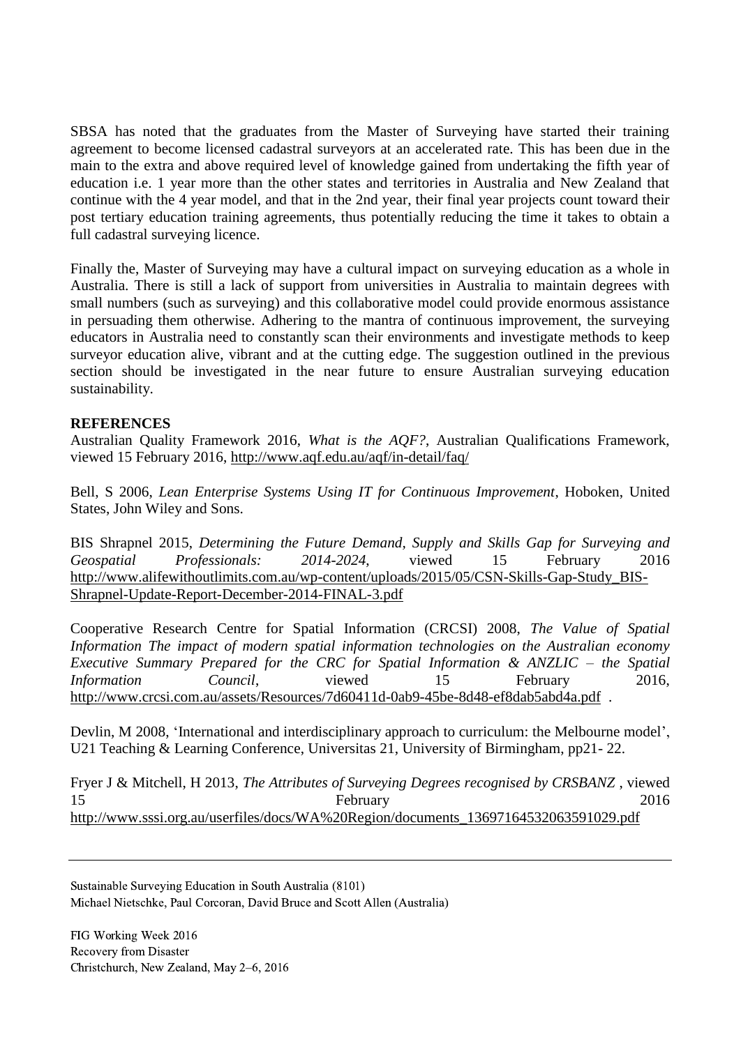SBSA has noted that the graduates from the Master of Surveying have started their training agreement to become licensed cadastral surveyors at an accelerated rate. This has been due in the main to the extra and above required level of knowledge gained from undertaking the fifth year of education i.e. 1 year more than the other states and territories in Australia and New Zealand that continue with the 4 year model, and that in the 2nd year, their final year projects count toward their post tertiary education training agreements, thus potentially reducing the time it takes to obtain a full cadastral surveying licence.

Finally the, Master of Surveying may have a cultural impact on surveying education as a whole in Australia. There is still a lack of support from universities in Australia to maintain degrees with small numbers (such as surveying) and this collaborative model could provide enormous assistance in persuading them otherwise. Adhering to the mantra of continuous improvement, the surveying educators in Australia need to constantly scan their environments and investigate methods to keep surveyor education alive, vibrant and at the cutting edge. The suggestion outlined in the previous section should be investigated in the near future to ensure Australian surveying education sustainability.

**REFERENCES**

Australian Quality Framework 2016, *What is the AQF?*, Australian Qualifications Framework, viewed 15 February 2016, http://www.aqf.edu.au/aqf/in-detail/faq/

Bell, S 2006, *Lean Enterprise Systems Using IT for Continuous Improvement*, Hoboken, United States, John Wiley and Sons.

BIS Shrapnel 2015, *Determining the Future Demand, Supply and Skills Gap for Surveying and Geospatial Professionals: 2014-2024*, viewed 15 February 2016 http://www.alifewithoutlimits.com.au/wp-content/uploads/2015/05/CSN-Skills-Gap-Study_BIS-Shrapnel-Update-Report-December-2014-FINAL-3.pdf

Cooperative Research Centre for Spatial Information (CRCSI) 2008, *The Value of Spatial Information The impact of modern spatial information technologies on the Australian economy Executive Summary Prepared for the CRC for Spatial Information & ANZLIC – the Spatial Information Council*, viewed 15 February 2016, http://www.crcsi.com.au/assets/Resources/7d60411d-0ab9-45be-8d48-ef8dab5abd4a.pdf .

Devlin, M 2008, 'International and interdisciplinary approach to curriculum: the Melbourne model', U21 Teaching & Learning Conference, Universitas 21, University of Birmingham, pp21- 22.

Fryer J & Mitchell, H 2013, *The Attributes of Surveying Degrees recognised by CRSBANZ* , viewed 15 February 2016 http://www.sssi.org.au/userfiles/docs/WA%20Region/documents_1369716453206359​1029.pdf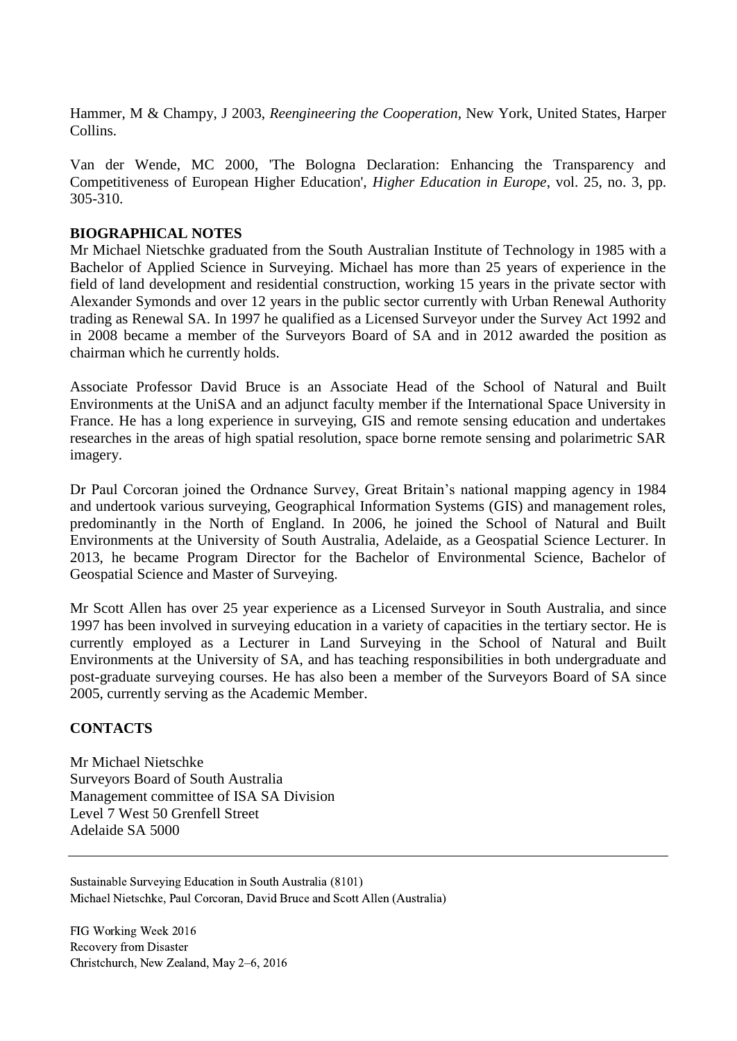Hammer, M & Champy, J 2003, *Reengineering the Cooperation*, New York, United States, Harper Collins.

Van der Wende, MC 2000, 'The Bologna Declaration: Enhancing the Transparency and Competitiveness of European Higher Education', *Higher Education in Europe*, vol. 25, no. 3, pp. 305-310.

## BIOGRAPHICAL NOTES

Mr Michael Nietschke graduated from the South Australian Institute of Technology in 1985 with a Bachelor of Applied Science in Surveying. Michael has more than 25 years of experience in the field of land development and residential construction, working 15 years in the private sector with Alexander Symonds and over 12 years in the public sector currently with Urban Renewal Authority trading as Renewal SA. In 1997 he qualified as a Licensed Surveyor under the Survey Act 1992 and in 2008 became a member of the Surveyors Board of SA and in 2012 awarded the position as chairman which he currently holds.

Associate Professor David Bruce is an Associate Head of the School of Natural and Built Environments at the UniSA and an adjunct faculty member if the International Space University in France. He has a long experience in surveying, GIS and remote sensing education and undertakes researches in the areas of high spatial resolution, space borne remote sensing and polarimetric SAR imagery.

Dr Paul Corcoran joined the Ordnance Survey, Great Britain's national mapping agency in 1984 and undertook various surveying, Geographical Information Systems (GIS) and management roles, predominantly in the North of England. In 2006, he joined the School of Natural and Built Environments at the University of South Australia, Adelaide, as a Geospatial Science Lecturer. In 2013, he became Program Director for the Bachelor of Environmental Science, Bachelor of Geospatial Science and Master of Surveying.

Mr Scott Allen has over 25 year experience as a Licensed Surveyor in South Australia, and since 1997 has been involved in surveying education in a variety of capacities in the tertiary sector. He is currently employed as a Lecturer in Land Surveying in the School of Natural and Built Environments at the University of SA, and has teaching responsibilities in both undergraduate and post-graduate surveying courses. He has also been a member of the Surveyors Board of SA since 2005, currently serving as the Academic Member.

## CONTACTS

Mr Michael Nietschke
Surveyors Board of South Australia
Management committee of ISA SA Division
Level 7 West 50 Grenfell Street
Adelaide SA 5000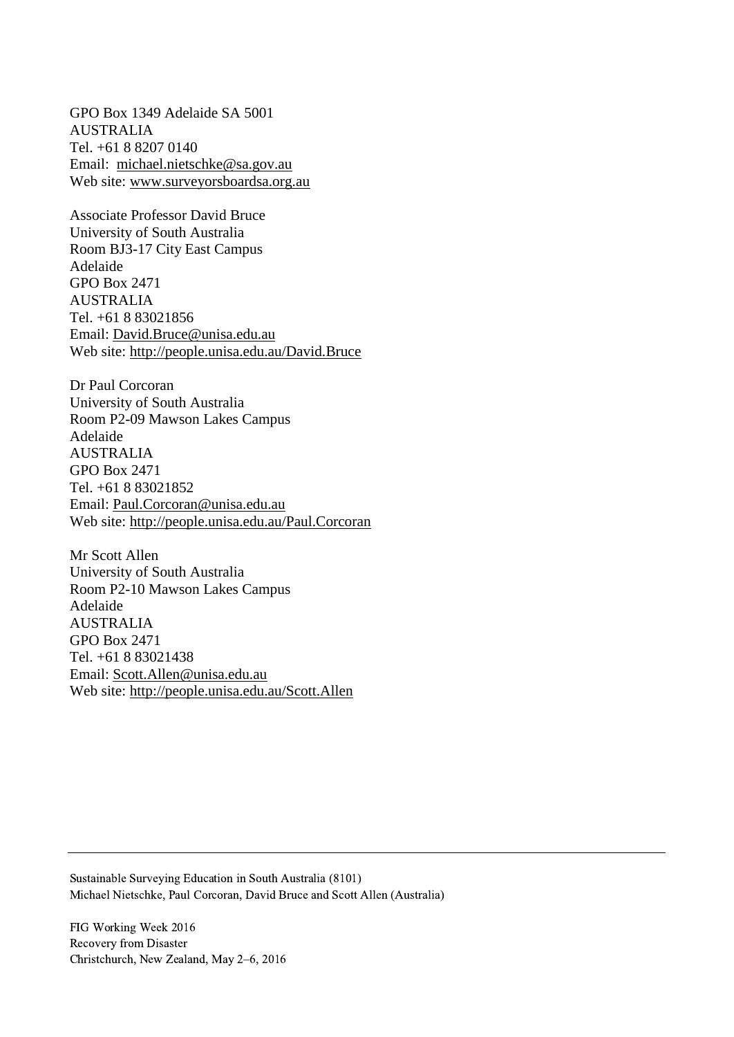GPO Box 1349 Adelaide SA 5001
AUSTRALIA
Tel. +61 8 8207 0140
Email: michael.nietschke@sa.gov.au
Web site: www.surveyorsboardsa.org.au

Associate Professor David Bruce
University of South Australia
Room BJ3-17 City East Campus
Adelaide
GPO Box 2471
AUSTRALIA
Tel. +61 8 83021856
Email: David.Bruce@unisa.edu.au
Web site: http://people.unisa.edu.au/David.Bruce

Dr Paul Corcoran
University of South Australia
Room P2-09 Mawson Lakes Campus
Adelaide
AUSTRALIA
GPO Box 2471
Tel. +61 8 83021852
Email: Paul.Corcoran@unisa.edu.au
Web site: http://people.unisa.edu.au/Paul.Corcoran

Mr Scott Allen
University of South Australia
Room P2-10 Mawson Lakes Campus
Adelaide
AUSTRALIA
GPO Box 2471
Tel. +61 8 83021438
Email: Scott.Allen@unisa.edu.au
Web site: http://people.unisa.edu.au/Scott.Allen